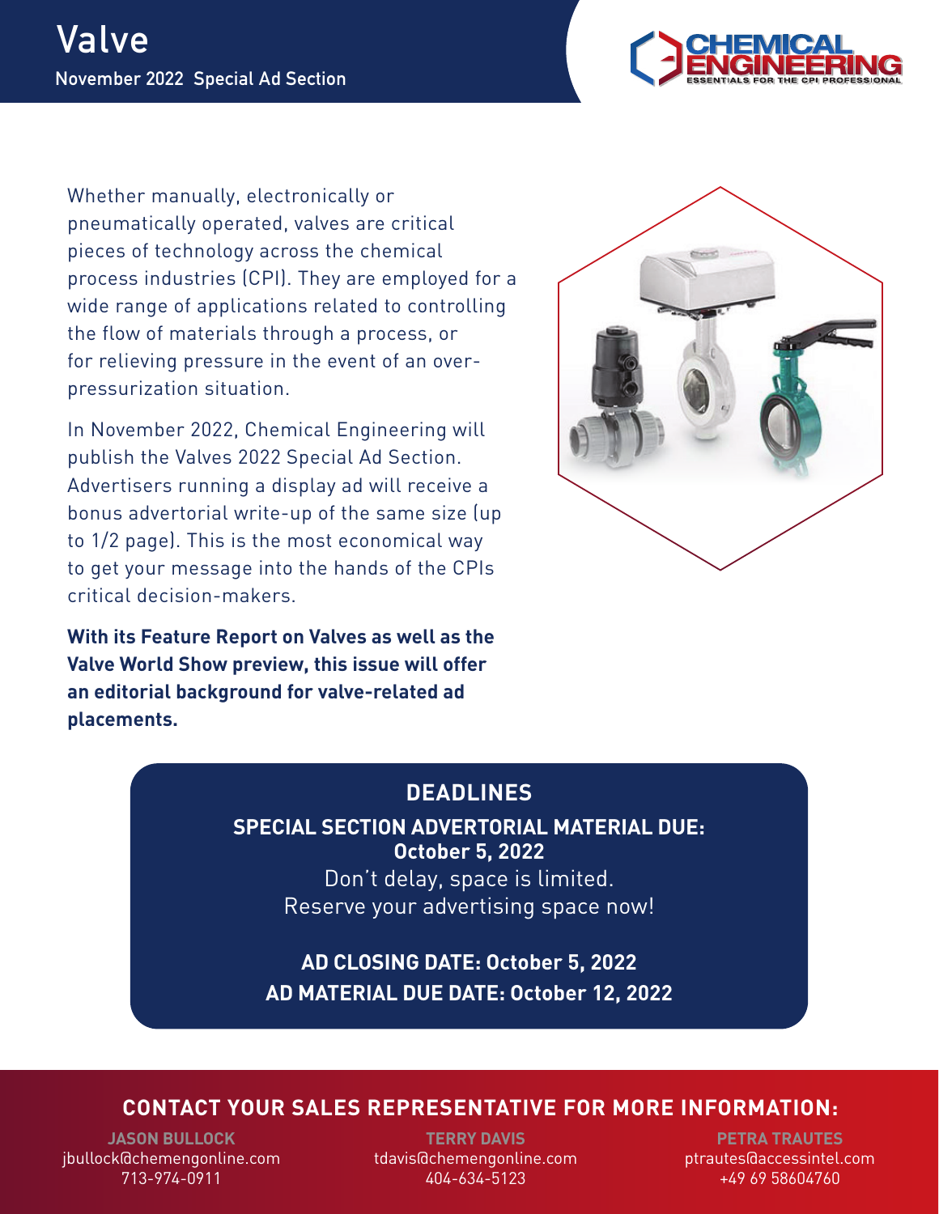# Valve

## November 2022 Special Ad Section

Whether manually, electronically or pneumatically operated, valves are critical pieces of technology across the chemical process industries (CPI). They are employed for a wide range of applications related to controlling the flow of materials through a process, or for relieving pressure in the event of an over-pressurization situation.

In November 2022, Chemical Engineering will publish the Valves 2022 Special Ad Section. Advertisers running a display ad will receive a bonus advertorial write-up of the same size (up to 1/2 page). This is the most economical way to get your message into the hands of the CPIs critical decision-makers.

**With its Feature Report on Valves as well as the Valve World Show preview, this issue will offer an editorial background for valve-related ad placements.**

## DEADLINES

**SPECIAL SECTION ADVERTORIAL MATERIAL DUE: October 5, 2022**

Don't delay, space is limited.
Reserve your advertising space now!

**AD CLOSING DATE: October 5, 2022**
**AD MATERIAL DUE DATE: October 12, 2022**

## CONTACT YOUR SALES REPRESENTATIVE FOR MORE INFORMATION:

**JASON BULLOCK**
jbullock@chemengonline.com
713-974-0911

**TERRY DAVIS**
tdavis@chemengonline.com
404-634-5123

**PETRA TRAUTES**
ptrautes@accessintel.com
+49 69 58604760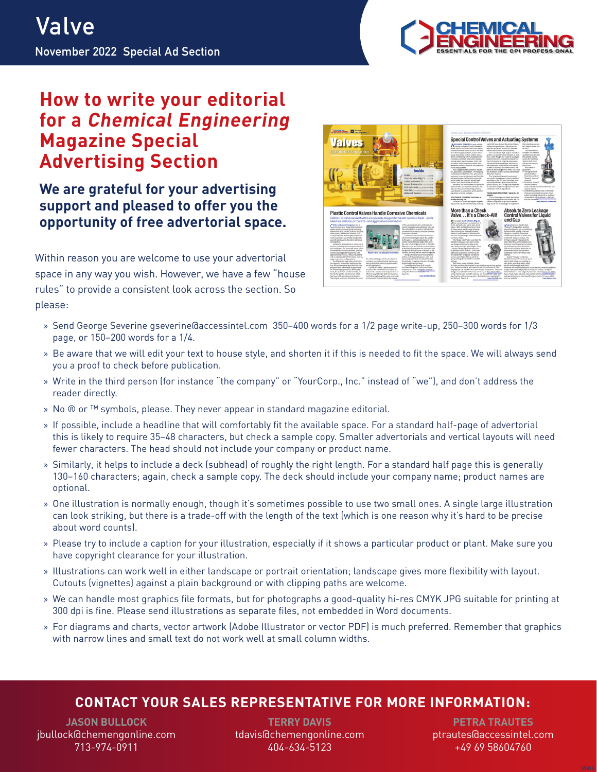# Valve

November 2022 Special Ad Section

CHEMICAL ENGINEERING
ESSENTIALS FOR THE CPI PROFESSIONAL

## How to write your editorial for a *Chemical Engineering* Magazine Special Advertising Section

### We are grateful for your advertising support and pleased to offer you the opportunity of free advertorial space.

Within reason you are welcome to use your advertorial space in any way you wish. However, we have a few "house rules" to provide a consistent look across the section. So please:

- Send George Severine gseverine@accessintel.com 350–400 words for a 1/2 page write-up, 250–300 words for 1/3 page, or 150–200 words for a 1/4.
- Be aware that we will edit your text to house style, and shorten it if this is needed to fit the space. We will always send you a proof to check before publication.
- Write in the third person (for instance "the company" or "YourCorp., Inc." instead of "we"), and don't address the reader directly.
- No ® or ™ symbols, please. They never appear in standard magazine editorial.
- If possible, include a headline that will comfortably fit the available space. For a standard half-page of advertorial this is likely to require 35–48 characters, but check a sample copy. Smaller advertorials and vertical layouts will need fewer characters. The head should not include your company or product name.
- Similarly, it helps to include a deck (subhead) of roughly the right length. For a standard half page this is generally 130–160 characters; again, check a sample copy. The deck should include your company name; product names are optional.
- One illustration is normally enough, though it's sometimes possible to use two small ones. A single large illustration can look striking, but there is a trade-off with the length of the text (which is one reason why it's hard to be precise about word counts).
- Please try to include a caption for your illustration, especially if it shows a particular product or plant. Make sure you have copyright clearance for your illustration.
- Illustrations can work well in either landscape or portrait orientation; landscape gives more flexibility with layout. Cutouts (vignettes) against a plain background or with clipping paths are welcome.
- We can handle most graphics file formats, but for photographs a good-quality hi-res CMYK JPG suitable for printing at 300 dpi is fine. Please send illustrations as separate files, not embedded in Word documents.
- For diagrams and charts, vector artwork (Adobe Illustrator or vector PDF) is much preferred. Remember that graphics with narrow lines and small text do not work well at small column widths.

## CONTACT YOUR SALES REPRESENTATIVE FOR MORE INFORMATION:

**JASON BULLOCK**
jbullock@chemengonline.com
713-974-0911

**TERRY DAVIS**
tdavis@chemengonline.com
404-634-5123

**PETRA TRAUTES**
ptrautes@accessintel.com
+49 69 58604760